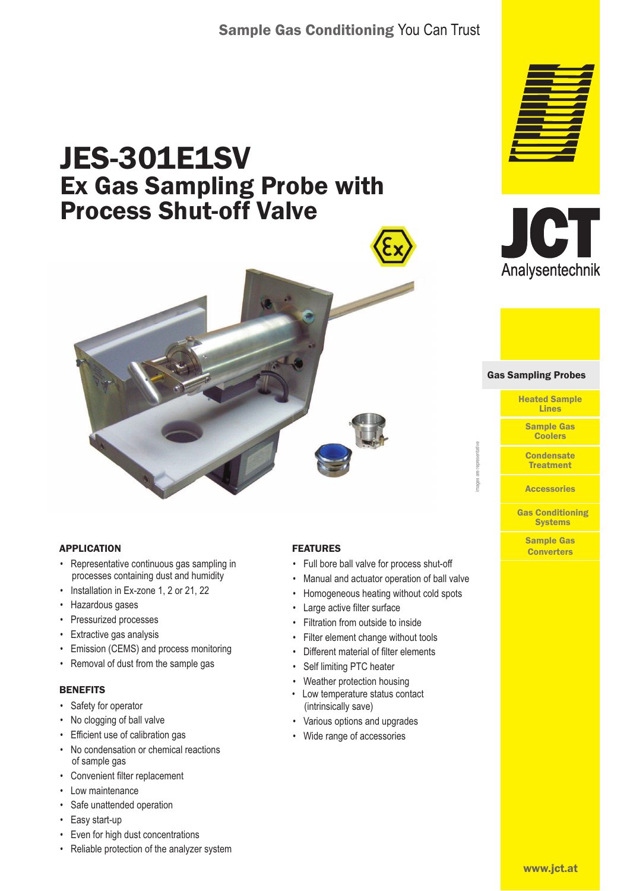Sample Gas Conditioning You Can Trust

# JES-301E1SV
## Ex Gas Sampling Probe with Process Shut-off Valve

JCT Analysentechnik

Gas Sampling Probes

Heated Sample Lines

Sample Gas Coolers

Condensate Treatment

Accessories

Gas Conditioning Systems

Sample Gas Converters

images are representative

### APPLICATION

- Representative continuous gas sampling in processes containing dust and humidity
- Installation in Ex-zone 1, 2 or 21, 22
- Hazardous gases
- Pressurized processes
- Extractive gas analysis
- Emission (CEMS) and process monitoring
- Removal of dust from the sample gas

### BENEFITS

- Safety for operator
- No clogging of ball valve
- Efficient use of calibration gas
- No condensation or chemical reactions of sample gas
- Convenient filter replacement
- Low maintenance
- Safe unattended operation
- Easy start-up
- Even for high dust concentrations
- Reliable protection of the analyzer system

### FEATURES

- Full bore ball valve for process shut-off
- Manual and actuator operation of ball valve
- Homogeneous heating without cold spots
- Large active filter surface
- Filtration from outside to inside
- Filter element change without tools
- Different material of filter elements
- Self limiting PTC heater
- Weather protection housing
- Low temperature status contact (intrinsically save)
- Various options and upgrades
- Wide range of accessories

www.jct.at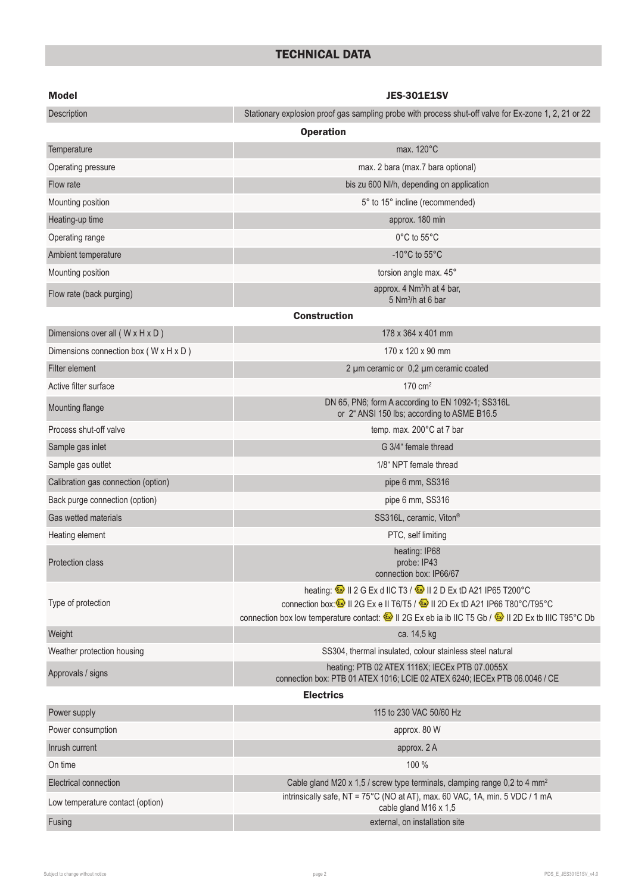## TECHNICAL DATA

| Model | JES-301E1SV |
|---|---|
| Description | Stationary explosion proof gas sampling probe with process shut-off valve for Ex-zone 1, 2, 21 or 22 |
| **Operation** | |
| Temperature | max. 120°C |
| Operating pressure | max. 2 bara (max.7 bara optional) |
| Flow rate | bis zu 600 Nl/h, depending on application |
| Mounting position | 5° to 15° incline (recommended) |
| Heating-up time | approx. 180 min |
| Operating range | 0°C to 55°C |
| Ambient temperature | -10°C to 55°C |
| Mounting position | torsion angle max. 45° |
| Flow rate (back purging) | approx. 4 Nm³/h at 4 bar, 5 Nm³/h at 6 bar |
| **Construction** | |
| Dimensions over all ( W x H x D ) | 178 x 364 x 401 mm |
| Dimensions connection box ( W x H x D ) | 170 x 120 x 90 mm |
| Filter element | 2 µm ceramic or 0,2 µm ceramic coated |
| Active filter surface | 170 cm² |
| Mounting flange | DN 65, PN6; form A according to EN 1092-1; SS316L or 2" ANSI 150 lbs; according to ASME B16.5 |
| Process shut-off valve | temp. max. 200°C at 7 bar |
| Sample gas inlet | G 3/4" female thread |
| Sample gas outlet | 1/8" NPT female thread |
| Calibration gas connection (option) | pipe 6 mm, SS316 |
| Back purge connection (option) | pipe 6 mm, SS316 |
| Gas wetted materials | SS316L, ceramic, Viton® |
| Heating element | PTC, self limiting |
| Protection class | heating: IP68<br>probe: IP43<br>connection box: IP66/67 |
| Type of protection | heating: Ex II 2 G Ex d IIC T3 / Ex II 2 D Ex tD A21 IP65 T200°C<br>connection box: Ex II 2G Ex e II T6/T5 / Ex II 2D Ex tD A21 IP66 T80°C/T95°C<br>connection box low temperature contact: Ex II 2G Ex eb ia ib IIC T5 Gb / Ex II 2D Ex tb IIIC T95°C Db |
| Weight | ca. 14,5 kg |
| Weather protection housing | SS304, thermal insulated, colour stainless steel natural |
| Approvals / signs | heating: PTB 02 ATEX 1116X; IECEx PTB 07.0055X<br>connection box: PTB 01 ATEX 1016; LCIE 02 ATEX 6240; IECEx PTB 06.0046 / CE |
| **Electrics** | |
| Power supply | 115 to 230 VAC 50/60 Hz |
| Power consumption | approx. 80 W |
| Inrush current | approx. 2 A |
| On time | 100 % |
| Electrical connection | Cable gland M20 x 1,5 / screw type terminals, clamping range 0,2 to 4 mm² |
| Low temperature contact (option) | intrinsically safe, NT = 75°C (NO at AT), max. 60 VAC, 1A, min. 5 VDC / 1 mA<br>cable gland M16 x 1,5 |
| Fusing | external, on installation site |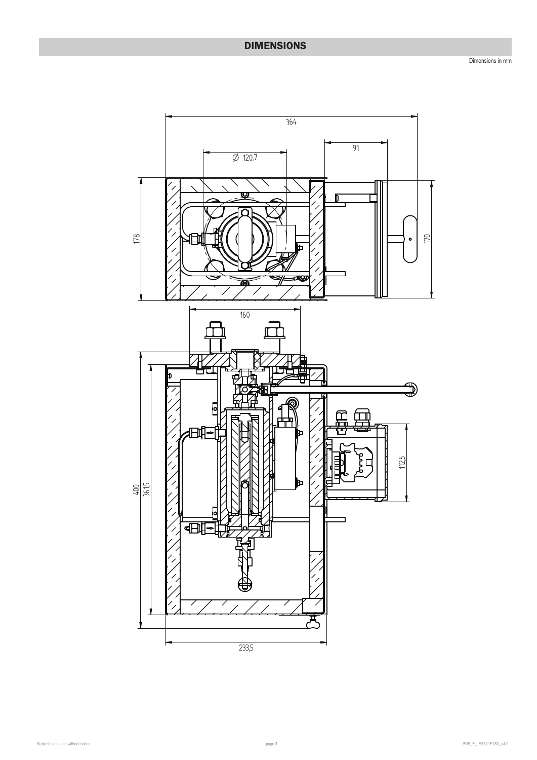# DIMENSIONS

Dimensions in mm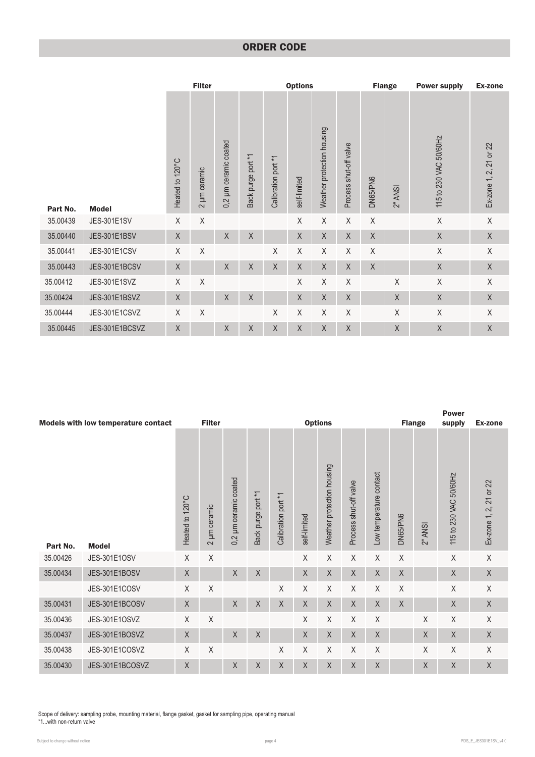## ORDER CODE

| Part No. | Model | Filter | | | Options | | | | | Flange | | Power supply | Ex-zone |
|---|---|---|---|---|---|---|---|---|---|---|---|---|---|
| | | Heated to 120°C | 2 µm ceramic | 0,2 µm ceramic coated | Back purge port *1 | Calibration port *1 | self-limited | Weather protection housing | Process shut-off valve | DN65/PN6 | 2" ANSI | 115 to 230 VAC 50/60Hz | Ex-zone 1, 2, 21 or 22 |
| 35.00439 | JES-301E1SV | X | X | | | | X | X | X | X | | X | X |
| 35.00440 | JES-301E1BSV | X | | X | X | | X | X | X | X | | X | X |
| 35.00441 | JES-301E1CSV | X | X | | | X | X | X | X | X | | X | X |
| 35.00443 | JES-301E1BCSV | X | | X | X | X | X | X | X | X | | X | X |
| 35.00412 | JES-301E1SVZ | X | X | | | | X | X | X | | X | X | X |
| 35.00424 | JES-301E1BSVZ | X | | X | X | | X | X | X | | X | X | X |
| 35.00444 | JES-301E1CSVZ | X | X | | | X | X | X | X | | X | X | X |
| 35.00445 | JES-301E1BCSVZ | X | | X | X | X | X | X | X | | X | X | X |

| Models with low temperature contact | | Filter | | | Options | | | | | | Flange | | Power supply | Ex-zone |
|---|---|---|---|---|---|---|---|---|---|---|---|---|---|---|
| Part No. | Model | Heated to 120°C | 2 µm ceramic | 0,2 µm ceramic coated | Back purge port *1 | Calibration port *1 | self-limited | Weather protection housing | Process shut-off valve | Low temperature contact | DN65/PN6 | 2" ANSI | 115 to 230 VAC 50/60Hz | Ex-zone 1, 2, 21 or 22 |
| 35.00426 | JES-301E1OSV | X | X | | | | X | X | X | X | X | | X | X |
| 35.00434 | JES-301E1BOSV | X | | X | X | | X | X | X | X | X | | X | X |
| | JES-301E1COSV | X | X | | | X | X | X | X | X | X | | X | X |
| 35.00431 | JES-301E1BCOSV | X | | X | X | X | X | X | X | X | X | | X | X |
| 35.00436 | JES-301E1OSVZ | X | X | | | | X | X | X | X | | X | X | X |
| 35.00437 | JES-301E1BOSVZ | X | | X | X | | X | X | X | X | | X | X | X |
| 35.00438 | JES-301E1COSVZ | X | X | | | X | X | X | X | X | | X | X | X |
| 35.00430 | JES-301E1BCOSVZ | X | | X | X | X | X | X | X | X | | X | X | X |

Scope of delivery: sampling probe, mounting material, flange gasket, gasket for sampling pipe, operating manual
*1...with non-return valve

Subject to change without notice

PDS_E_JES301E1SV_v4.0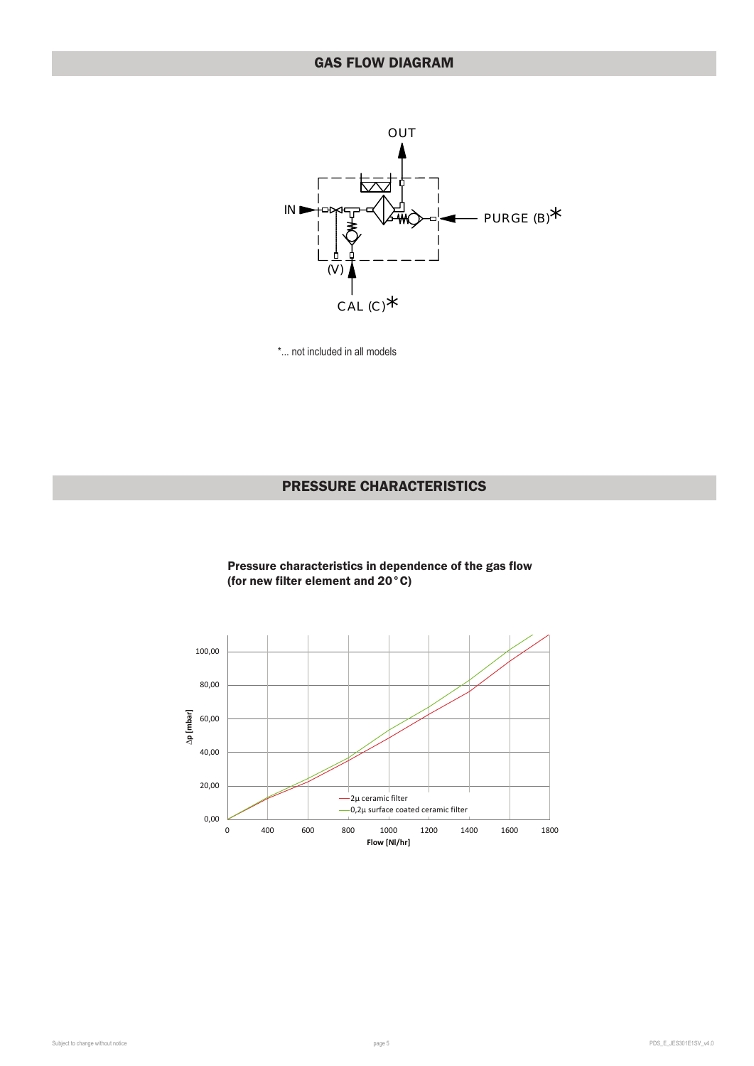## GAS FLOW DIAGRAM

OUT

IN

PURGE (B)*

(V)

CAL (C)*

*... not included in all models

## PRESSURE CHARACTERISTICS

**Pressure characteristics in dependence of the gas flow (for new filter element and 20°C)**

Δp [mbar]

100,00

80,00

60,00

40,00

20,00

0,00

0 400 600 800 1000 1200 1400 1600 1800

Flow [Nl/hr]

—2µ ceramic filter

—0,2µ surface coated ceramic filter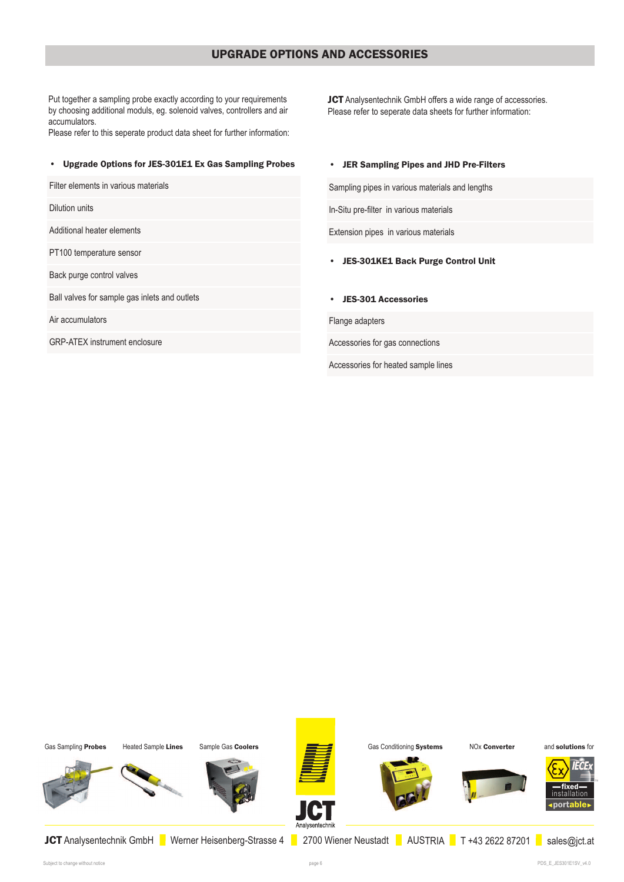## UPGRADE OPTIONS AND ACCESSORIES

Put together a sampling probe exactly according to your requirements by choosing additional moduls, eg. solenoid valves, controllers and air accumulators.
Please refer to this seperate product data sheet for further information:

- **Upgrade Options for JES-301E1 Ex Gas Sampling Probes**

| |
|---|
| Filter elements in various materials |
| Dilution units |
| Additional heater elements |
| PT100 temperature sensor |
| Back purge control valves |
| Ball valves for sample gas inlets and outlets |
| Air accumulators |
| GRP-ATEX instrument enclosure |

**JCT** Analysentechnik GmbH offers a wide range of accessories.
Please refer to seperate data sheets for further information:

- **JER Sampling Pipes and JHD Pre-Filters**

| |
|---|
| Sampling pipes in various materials and lengths |
| In-Situ pre-filter in various materials |
| Extension pipes in various materials |

- **JES-301KE1 Back Purge Control Unit**

- **JES-301 Accessories**

| |
|---|
| Flange adapters |
| Accessories for gas connections |
| Accessories for heated sample lines |

Gas Sampling **Probes** | Heated Sample **Lines** | Sample Gas **Coolers** | Gas Conditioning **Systems** | NOx **Converter** | and **solutions** for

**JCT** Analysentechnik GmbH | Werner Heisenberg-Strasse 4 | 2700 Wiener Neustadt | AUSTRIA | T +43 2622 87201 | sales@jct.at

Subject to change without notice

PDS_E_JES301E1SV_v4.0